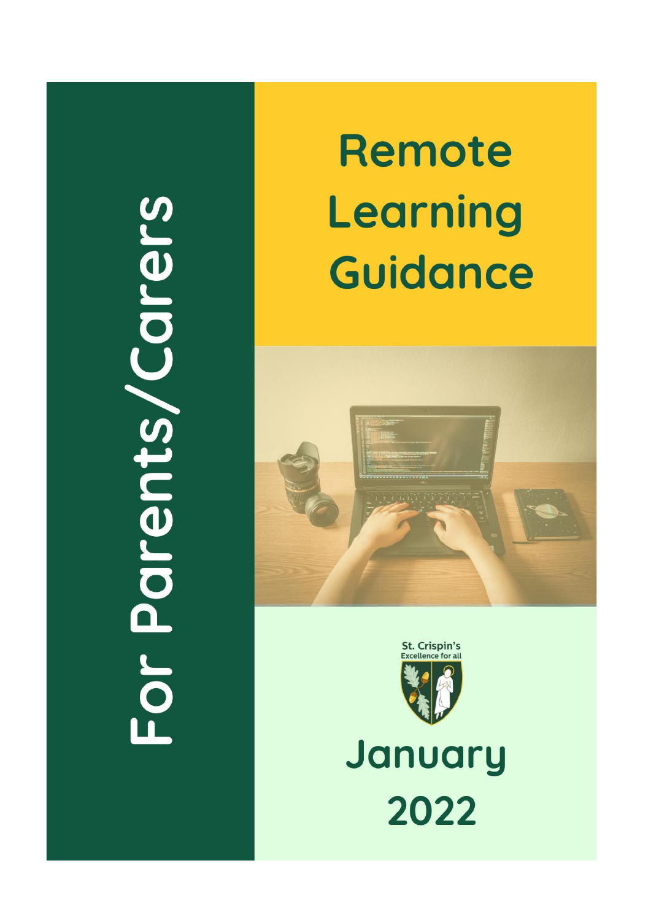For Parents/Carers

# Remote Learning Guidance

St. Crispin's
Excellence for all

January 2022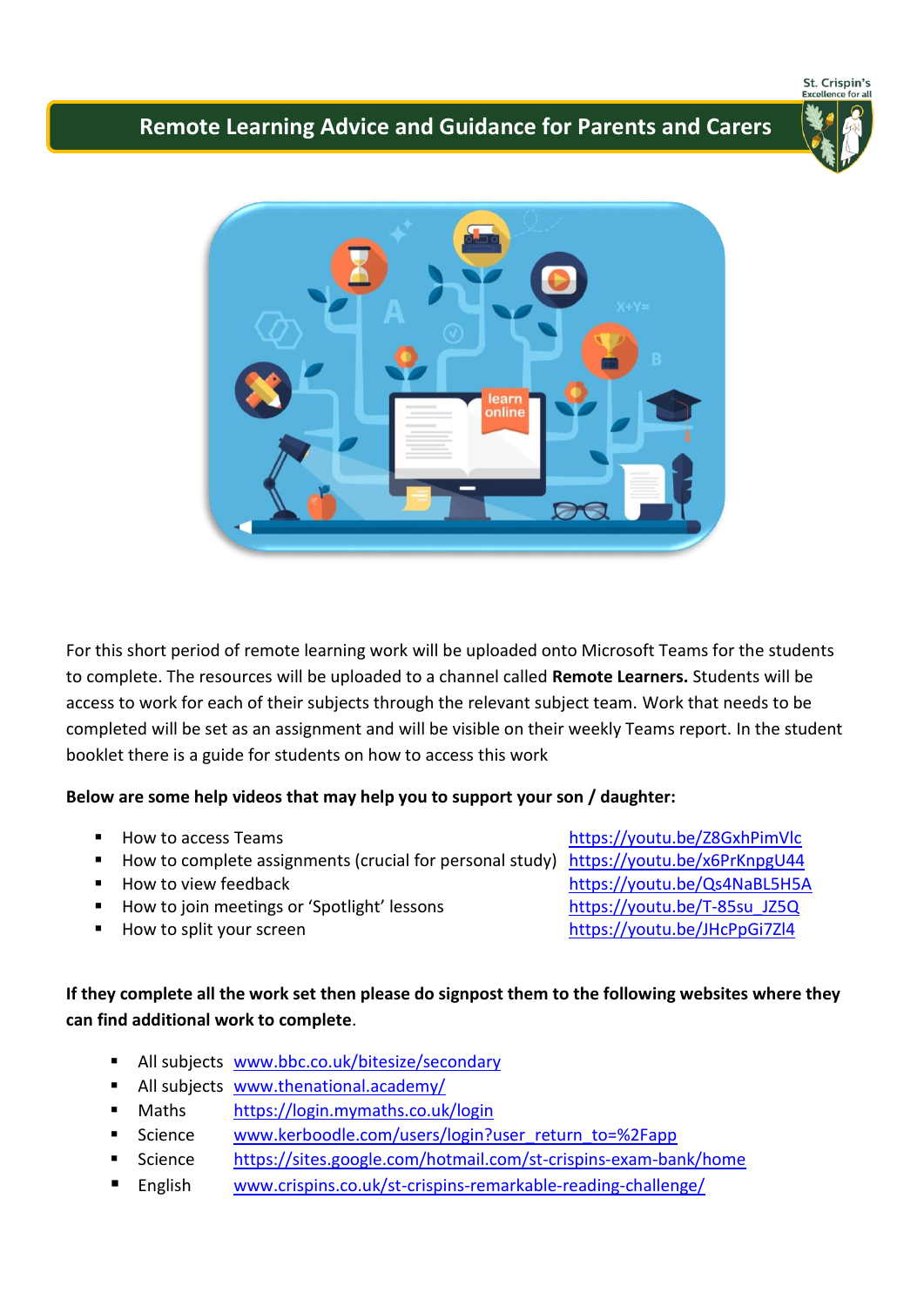# Remote Learning Advice and Guidance for Parents and Carers

For this short period of remote learning work will be uploaded onto Microsoft Teams for the students to complete. The resources will be uploaded to a channel called **Remote Learners.** Students will be access to work for each of their subjects through the relevant subject team. Work that needs to be completed will be set as an assignment and will be visible on their weekly Teams report. In the student booklet there is a guide for students on how to access this work

**Below are some help videos that may help you to support your son / daughter:**

- How to access Teams https://youtu.be/Z8GxhPimVlc
- How to complete assignments (crucial for personal study) https://youtu.be/x6PrKnpgU44
- How to view feedback https://youtu.be/Qs4NaBL5H5A
- How to join meetings or 'Spotlight' lessons https://youtu.be/T-85su_JZ5Q
- How to split your screen https://youtu.be/JHcPpGi7Zl4

**If they complete all the work set then please do signpost them to the following websites where they can find additional work to complete**.

- All subjects www.bbc.co.uk/bitesize/secondary
- All subjects www.thenational.academy/
- Maths https://login.mymaths.co.uk/login
- Science www.kerboodle.com/users/login?user_return_to=%2Fapp
- Science https://sites.google.com/hotmail.com/st-crispins-exam-bank/home
- English www.crispins.co.uk/st-crispins-remarkable-reading-challenge/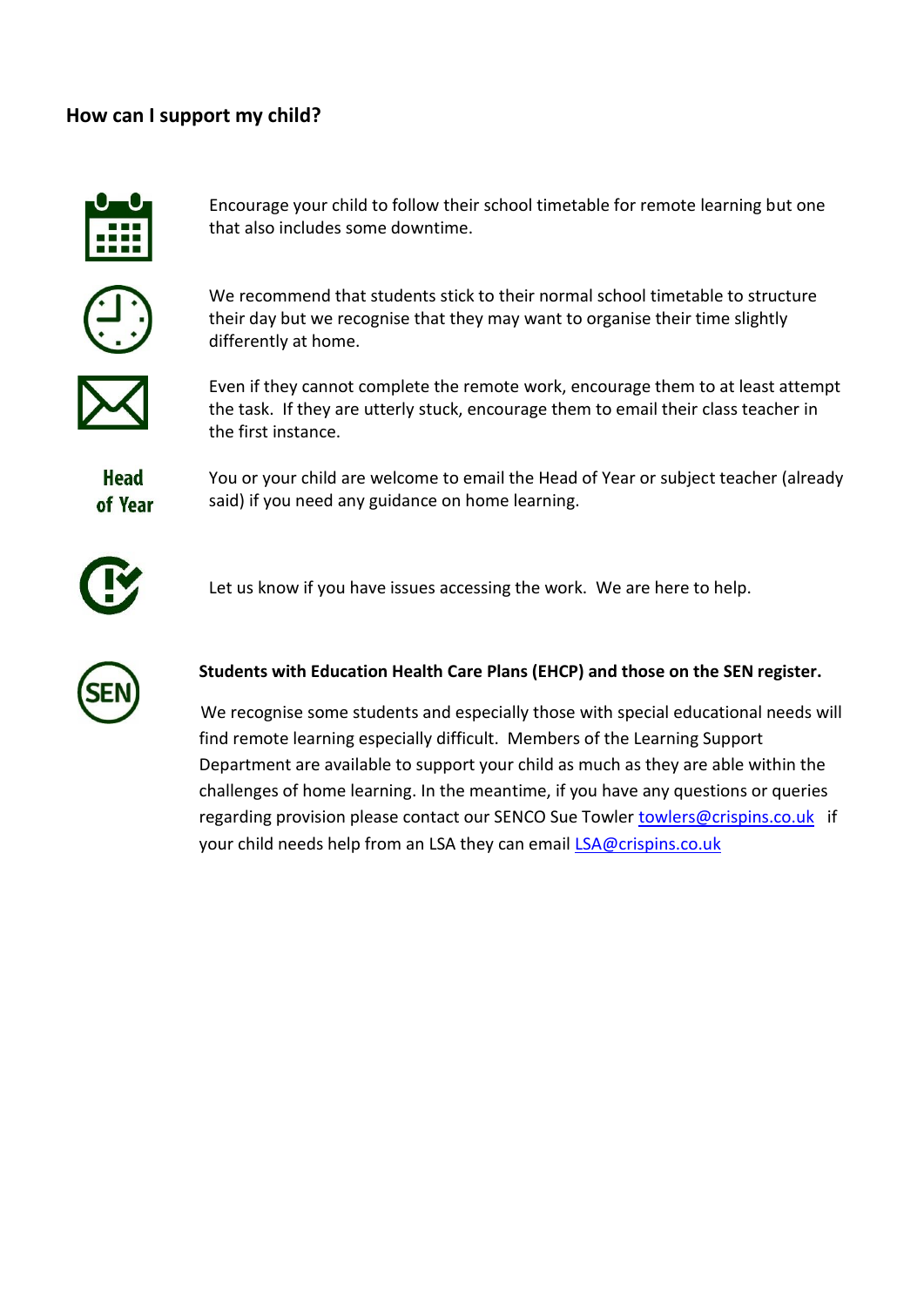## How can I support my child?

Encourage your child to follow their school timetable for remote learning but one that also includes some downtime.

We recommend that students stick to their normal school timetable to structure their day but we recognise that they may want to organise their time slightly differently at home.

Even if they cannot complete the remote work, encourage them to at least attempt the task. If they are utterly stuck, encourage them to email their class teacher in the first instance.

Head of Year

You or your child are welcome to email the Head of Year or subject teacher (already said) if you need any guidance on home learning.

Let us know if you have issues accessing the work. We are here to help.

**Students with Education Health Care Plans (EHCP) and those on the SEN register.**

We recognise some students and especially those with special educational needs will find remote learning especially difficult. Members of the Learning Support Department are available to support your child as much as they are able within the challenges of home learning. In the meantime, if you have any questions or queries regarding provision please contact our SENCO Sue Towler towlers@crispins.co.uk if your child needs help from an LSA they can email LSA@crispins.co.uk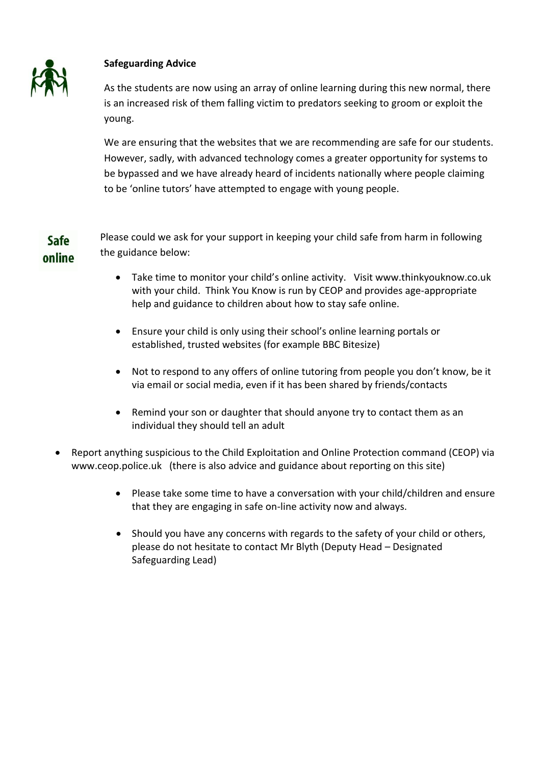## Safeguarding Advice

As the students are now using an array of online learning during this new normal, there is an increased risk of them falling victim to predators seeking to groom or exploit the young.

We are ensuring that the websites that we are recommending are safe for our students. However, sadly, with advanced technology comes a greater opportunity for systems to be bypassed and we have already heard of incidents nationally where people claiming to be 'online tutors' have attempted to engage with young people.

**Safe online**

Please could we ask for your support in keeping your child safe from harm in following the guidance below:

- Take time to monitor your child's online activity. Visit www.thinkyouknow.co.uk with your child. Think You Know is run by CEOP and provides age-appropriate help and guidance to children about how to stay safe online.
- Ensure your child is only using their school's online learning portals or established, trusted websites (for example BBC Bitesize)
- Not to respond to any offers of online tutoring from people you don't know, be it via email or social media, even if it has been shared by friends/contacts
- Remind your son or daughter that should anyone try to contact them as an individual they should tell an adult
- Report anything suspicious to the Child Exploitation and Online Protection command (CEOP) via www.ceop.police.uk (there is also advice and guidance about reporting on this site)
- Please take some time to have a conversation with your child/children and ensure that they are engaging in safe on-line activity now and always.
- Should you have any concerns with regards to the safety of your child or others, please do not hesitate to contact Mr Blyth (Deputy Head – Designated Safeguarding Lead)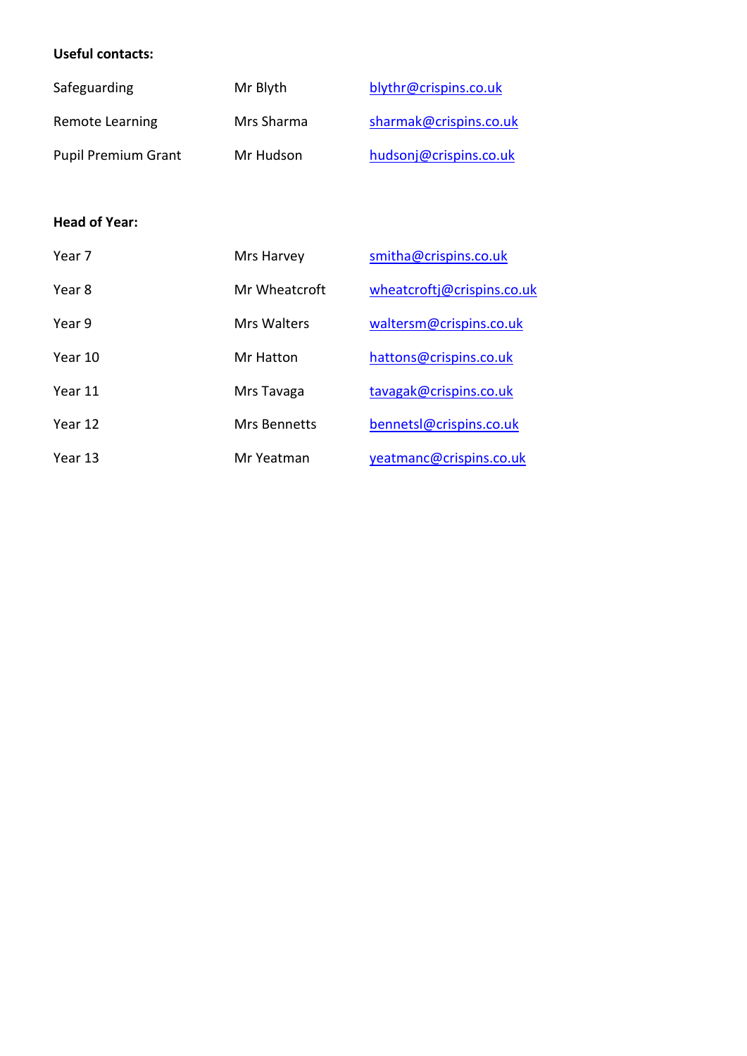**Useful contacts:**

| | | |
|---|---|---|
| Safeguarding | Mr Blyth | blythr@crispins.co.uk |
| Remote Learning | Mrs Sharma | sharmak@crispins.co.uk |
| Pupil Premium Grant | Mr Hudson | hudsonj@crispins.co.uk |

**Head of Year:**

| | | |
|---|---|---|
| Year 7 | Mrs Harvey | smitha@crispins.co.uk |
| Year 8 | Mr Wheatcroft | wheatcroftj@crispins.co.uk |
| Year 9 | Mrs Walters | waltersm@crispins.co.uk |
| Year 10 | Mr Hatton | hattons@crispins.co.uk |
| Year 11 | Mrs Tavaga | tavagak@crispins.co.uk |
| Year 12 | Mrs Bennetts | bennetsl@crispins.co.uk |
| Year 13 | Mr Yeatman | yeatmanc@crispins.co.uk |